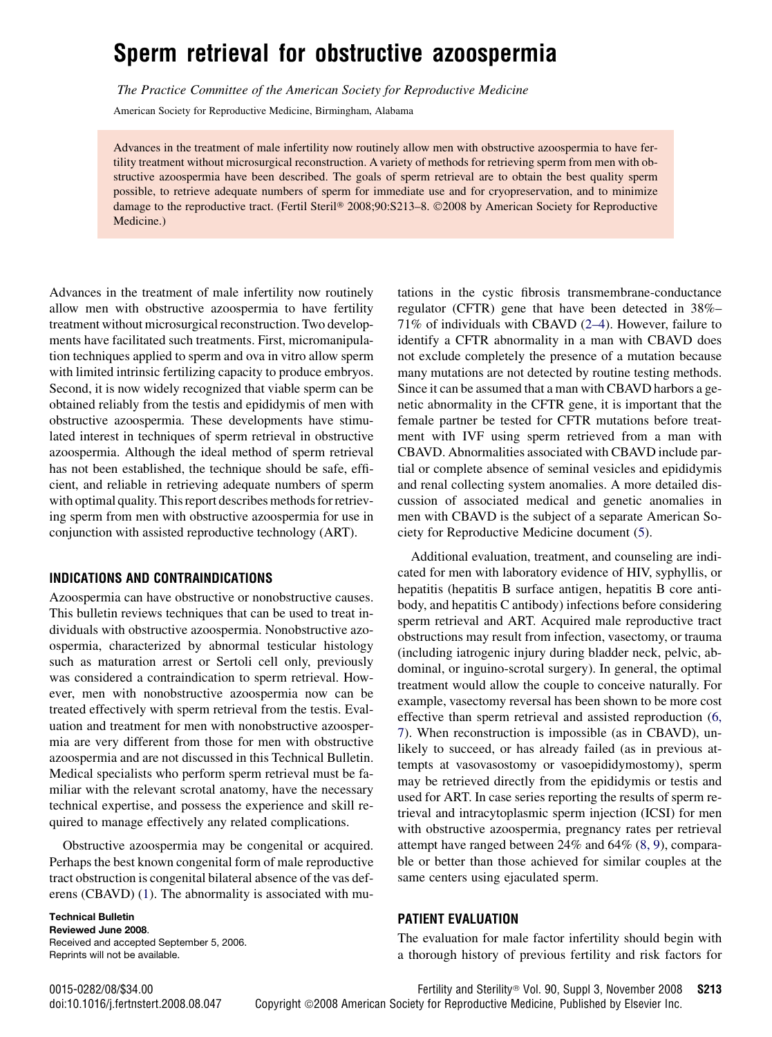# Sperm retrieval for obstructive azoospermia

*The Practice Committee of the American Society for Reproductive Medicine*

American Society for Reproductive Medicine, Birmingham, Alabama

Advances in the treatment of male infertility now routinely allow men with obstructive azoospermia to have fertility treatment without microsurgical reconstruction. A variety of methods for retrieving sperm from men with obstructive azoospermia have been described. The goals of sperm retrieval are to obtain the best quality sperm possible, to retrieve adequate numbers of sperm for immediate use and for cryopreservation, and to minimize damage to the reproductive tract. (Fertil Steril® 2008;90:S213–8. ©2008 by American Society for Reproductive Medicine.)

Advances in the treatment of male infertility now routinely allow men with obstructive azoospermia to have fertility treatment without microsurgical reconstruction. Two developments have facilitated such treatments. First, micromanipulation techniques applied to sperm and ova in vitro allow sperm with limited intrinsic fertilizing capacity to produce embryos. Second, it is now widely recognized that viable sperm can be obtained reliably from the testis and epididymis of men with obstructive azoospermia. These developments have stimulated interest in techniques of sperm retrieval in obstructive azoospermia. Although the ideal method of sperm retrieval has not been established, the technique should be safe, efficient, and reliable in retrieving adequate numbers of sperm with optimal quality. This report describes methods for retrieving sperm from men with obstructive azoospermia for use in conjunction with assisted reproductive technology (ART).

## INDICATIONS AND CONTRAINDICATIONS

Azoospermia can have obstructive or nonobstructive causes. This bulletin reviews techniques that can be used to treat individuals with obstructive azoospermia. Nonobstructive azoospermia, characterized by abnormal testicular histology such as maturation arrest or Sertoli cell only, previously was considered a contraindication to sperm retrieval. However, men with nonobstructive azoospermia now can be treated effectively with sperm retrieval from the testis. Evaluation and treatment for men with nonobstructive azoospermia are very different from those for men with obstructive azoospermia and are not discussed in this Technical Bulletin. Medical specialists who perform sperm retrieval must be familiar with the relevant scrotal anatomy, have the necessary technical expertise, and possess the experience and skill required to manage effectively any related complications.

Obstructive azoospermia may be congenital or acquired. Perhaps the best known congenital form of male reproductive tract obstruction is congenital bilateral absence of the vas deferens (CBAVD) (1). The abnormality is associated with mutations in the cystic fibrosis transmembrane-conductance regulator (CFTR) gene that have been detected in 38%–71% of individuals with CBAVD (2–4). However, failure to identify a CFTR abnormality in a man with CBAVD does not exclude completely the presence of a mutation because many mutations are not detected by routine testing methods. Since it can be assumed that a man with CBAVD harbors a genetic abnormality in the CFTR gene, it is important that the female partner be tested for CFTR mutations before treatment with IVF using sperm retrieved from a man with CBAVD. Abnormalities associated with CBAVD include partial or complete absence of seminal vesicles and epididymis and renal collecting system anomalies. A more detailed discussion of associated medical and genetic anomalies in men with CBAVD is the subject of a separate American Society for Reproductive Medicine document (5).

Additional evaluation, treatment, and counseling are indicated for men with laboratory evidence of HIV, syphyllis, or hepatitis (hepatitis B surface antigen, hepatitis B core antibody, and hepatitis C antibody) infections before considering sperm retrieval and ART. Acquired male reproductive tract obstructions may result from infection, vasectomy, or trauma (including iatrogenic injury during bladder neck, pelvic, abdominal, or inguino-scrotal surgery). In general, the optimal treatment would allow the couple to conceive naturally. For example, vasectomy reversal has been shown to be more cost effective than sperm retrieval and assisted reproduction (6, 7). When reconstruction is impossible (as in CBAVD), unlikely to succeed, or has already failed (as in previous attempts at vasovasostomy or vasoepididymostomy), sperm may be retrieved directly from the epididymis or testis and used for ART. In case series reporting the results of sperm retrieval and intracytoplasmic sperm injection (ICSI) for men with obstructive azoospermia, pregnancy rates per retrieval attempt have ranged between 24% and 64% (8, 9), comparable or better than those achieved for similar couples at the same centers using ejaculated sperm.

## PATIENT EVALUATION

The evaluation for male factor infertility should begin with a thorough history of previous fertility and risk factors for

**Technical Bulletin**
**Reviewed June 2008.**
Received and accepted September 5, 2006.
Reprints will not be available.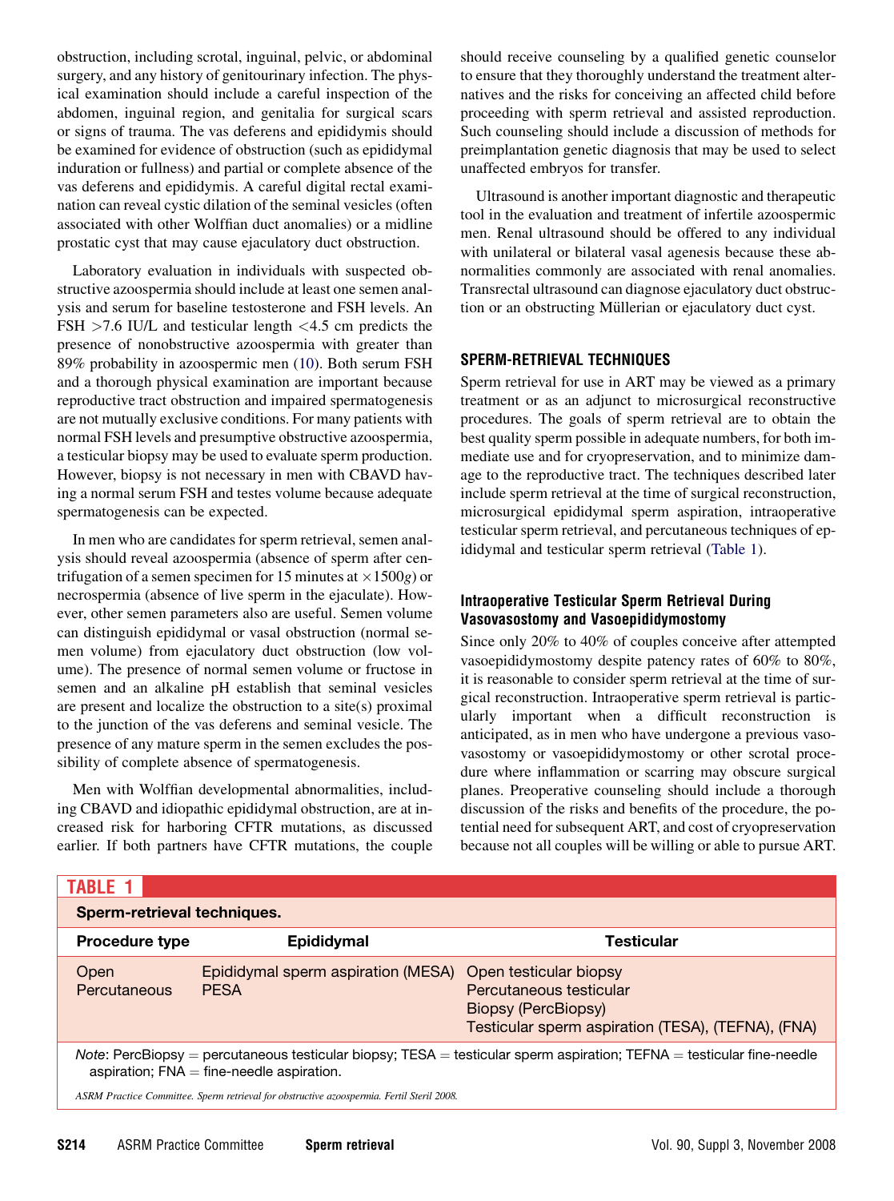obstruction, including scrotal, inguinal, pelvic, or abdominal surgery, and any history of genitourinary infection. The physical examination should include a careful inspection of the abdomen, inguinal region, and genitalia for surgical scars or signs of trauma. The vas deferens and epididymis should be examined for evidence of obstruction (such as epididymal induration or fullness) and partial or complete absence of the vas deferens and epididymis. A careful digital rectal examination can reveal cystic dilation of the seminal vesicles (often associated with other Wolffian duct anomalies) or a midline prostatic cyst that may cause ejaculatory duct obstruction.

Laboratory evaluation in individuals with suspected obstructive azoospermia should include at least one semen analysis and serum for baseline testosterone and FSH levels. An FSH >7.6 IU/L and testicular length <4.5 cm predicts the presence of nonobstructive azoospermia with greater than 89% probability in azoospermic men (10). Both serum FSH and a thorough physical examination are important because reproductive tract obstruction and impaired spermatogenesis are not mutually exclusive conditions. For many patients with normal FSH levels and presumptive obstructive azoospermia, a testicular biopsy may be used to evaluate sperm production. However, biopsy is not necessary in men with CBAVD having a normal serum FSH and testes volume because adequate spermatogenesis can be expected.

In men who are candidates for sperm retrieval, semen analysis should reveal azoospermia (absence of sperm after centrifugation of a semen specimen for 15 minutes at $\times 1500g$) or necrospermia (absence of live sperm in the ejaculate). However, other semen parameters also are useful. Semen volume can distinguish epididymal or vasal obstruction (normal semen volume) from ejaculatory duct obstruction (low volume). The presence of normal semen volume or fructose in semen and an alkaline pH establish that seminal vesicles are present and localize the obstruction to a site(s) proximal to the junction of the vas deferens and seminal vesicle. The presence of any mature sperm in the semen excludes the possibility of complete absence of spermatogenesis.

Men with Wolffian developmental abnormalities, including CBAVD and idiopathic epididymal obstruction, are at increased risk for harboring CFTR mutations, as discussed earlier. If both partners have CFTR mutations, the couple should receive counseling by a qualified genetic counselor to ensure that they thoroughly understand the treatment alternatives and the risks for conceiving an affected child before proceeding with sperm retrieval and assisted reproduction. Such counseling should include a discussion of methods for preimplantation genetic diagnosis that may be used to select unaffected embryos for transfer.

Ultrasound is another important diagnostic and therapeutic tool in the evaluation and treatment of infertile azoospermic men. Renal ultrasound should be offered to any individual with unilateral or bilateral vasal agenesis because these abnormalities commonly are associated with renal anomalies. Transrectal ultrasound can diagnose ejaculatory duct obstruction or an obstructing Müllerian or ejaculatory duct cyst.

## SPERM-RETRIEVAL TECHNIQUES

Sperm retrieval for use in ART may be viewed as a primary treatment or as an adjunct to microsurgical reconstructive procedures. The goals of sperm retrieval are to obtain the best quality sperm possible in adequate numbers, for both immediate use and for cryopreservation, and to minimize damage to the reproductive tract. The techniques described later include sperm retrieval at the time of surgical reconstruction, microsurgical epididymal sperm aspiration, intraoperative testicular sperm retrieval, and percutaneous techniques of epididymal and testicular sperm retrieval (Table 1).

### Intraoperative Testicular Sperm Retrieval During Vasovasostomy and Vasoepididymostomy

Since only 20% to 40% of couples conceive after attempted vasoepididymostomy despite patency rates of 60% to 80%, it is reasonable to consider sperm retrieval at the time of surgical reconstruction. Intraoperative sperm retrieval is particularly important when a difficult reconstruction is anticipated, as in men who have undergone a previous vasovasostomy or vasoepididymostomy or other scrotal procedure where inflammation or scarring may obscure surgical planes. Preoperative counseling should include a thorough discussion of the risks and benefits of the procedure, the potential need for subsequent ART, and cost of cryopreservation because not all couples will be willing or able to pursue ART.

**TABLE 1**

**Sperm-retrieval techniques.**

| Procedure type | Epididymal | Testicular |
|---|---|---|
| Open | Epididymal sperm aspiration (MESA) | Open testicular biopsy |
| Percutaneous | PESA | Percutaneous testicular Biopsy (PercBiopsy)<br>Testicular sperm aspiration (TESA), (TEFNA), (FNA) |

*Note*: PercBiopsy = percutaneous testicular biopsy; TESA = testicular sperm aspiration; TEFNA = testicular fine-needle aspiration; FNA = fine-needle aspiration.

*ASRM Practice Committee. Sperm retrieval for obstructive azoospermia. Fertil Steril 2008.*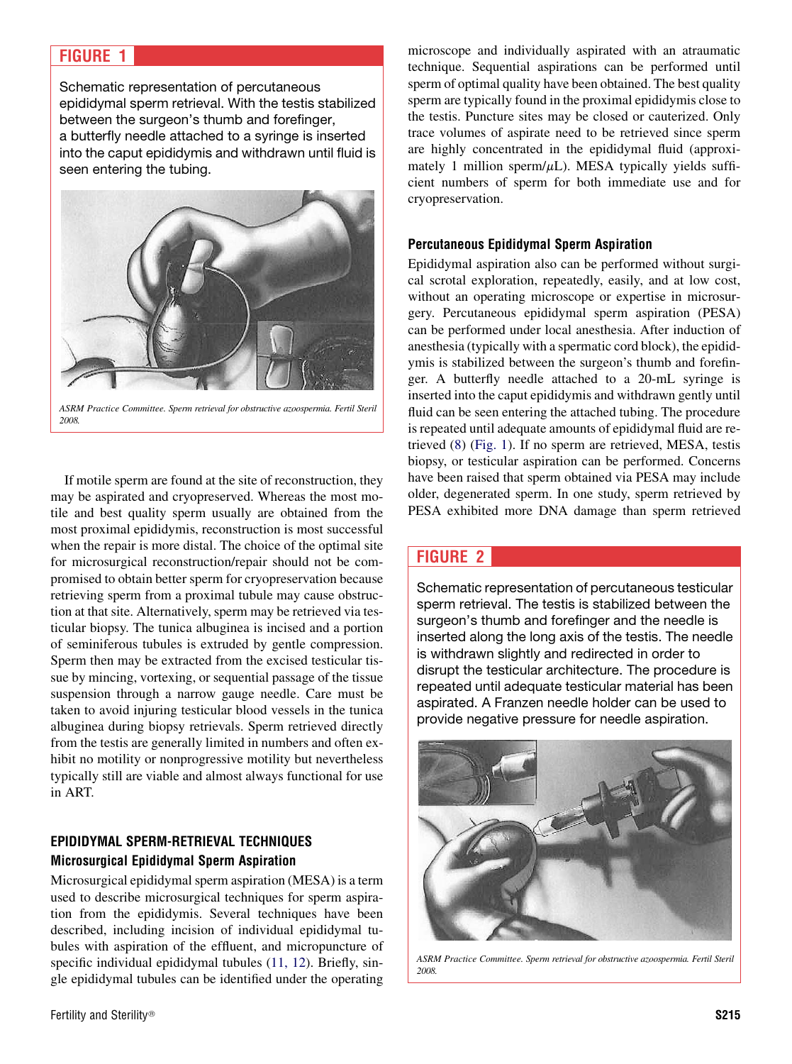**FIGURE 1**

Schematic representation of percutaneous epididymal sperm retrieval. With the testis stabilized between the surgeon's thumb and forefinger, a butterfly needle attached to a syringe is inserted into the caput epididymis and withdrawn until fluid is seen entering the tubing.

*ASRM Practice Committee. Sperm retrieval for obstructive azoospermia. Fertil Steril 2008.*

If motile sperm are found at the site of reconstruction, they may be aspirated and cryopreserved. Whereas the most motile and best quality sperm usually are obtained from the most proximal epididymis, reconstruction is most successful when the repair is more distal. The choice of the optimal site for microsurgical reconstruction/repair should not be compromised to obtain better sperm for cryopreservation because retrieving sperm from a proximal tubule may cause obstruction at that site. Alternatively, sperm may be retrieved via testicular biopsy. The tunica albuginea is incised and a portion of seminiferous tubules is extruded by gentle compression. Sperm then may be extracted from the excised testicular tissue by mincing, vortexing, or sequential passage of the tissue suspension through a narrow gauge needle. Care must be taken to avoid injuring testicular blood vessels in the tunica albuginea during biopsy retrievals. Sperm retrieved directly from the testis are generally limited in numbers and often exhibit no motility or nonprogressive motility but nevertheless typically still are viable and almost always functional for use in ART.

## EPIDIDYMAL SPERM-RETRIEVAL TECHNIQUES

### Microsurgical Epididymal Sperm Aspiration

Microsurgical epididymal sperm aspiration (MESA) is a term used to describe microsurgical techniques for sperm aspiration from the epididymis. Several techniques have been described, including incision of individual epididymal tubules with aspiration of the effluent, and micropuncture of specific individual epididymal tubules (11, 12). Briefly, single epididymal tubules can be identified under the operating microscope and individually aspirated with an atraumatic technique. Sequential aspirations can be performed until sperm of optimal quality have been obtained. The best quality sperm are typically found in the proximal epididymis close to the testis. Puncture sites may be closed or cauterized. Only trace volumes of aspirate need to be retrieved since sperm are highly concentrated in the epididymal fluid (approximately 1 million sperm/$\mu$L). MESA typically yields sufficient numbers of sperm for both immediate use and for cryopreservation.

### Percutaneous Epididymal Sperm Aspiration

Epididymal aspiration also can be performed without surgical scrotal exploration, repeatedly, easily, and at low cost, without an operating microscope or expertise in microsurgery. Percutaneous epididymal sperm aspiration (PESA) can be performed under local anesthesia. After induction of anesthesia (typically with a spermatic cord block), the epididymis is stabilized between the surgeon's thumb and forefinger. A butterfly needle attached to a 20-mL syringe is inserted into the caput epididymis and withdrawn gently until fluid can be seen entering the attached tubing. The procedure is repeated until adequate amounts of epididymal fluid are retrieved (8) (Fig. 1). If no sperm are retrieved, MESA, testis biopsy, or testicular aspiration can be performed. Concerns have been raised that sperm obtained via PESA may include older, degenerated sperm. In one study, sperm retrieved by PESA exhibited more DNA damage than sperm retrieved

**FIGURE 2**

Schematic representation of percutaneous testicular sperm retrieval. The testis is stabilized between the surgeon's thumb and forefinger and the needle is inserted along the long axis of the testis. The needle is withdrawn slightly and redirected in order to disrupt the testicular architecture. The procedure is repeated until adequate testicular material has been aspirated. A Franzen needle holder can be used to provide negative pressure for needle aspiration.

*ASRM Practice Committee. Sperm retrieval for obstructive azoospermia. Fertil Steril 2008.*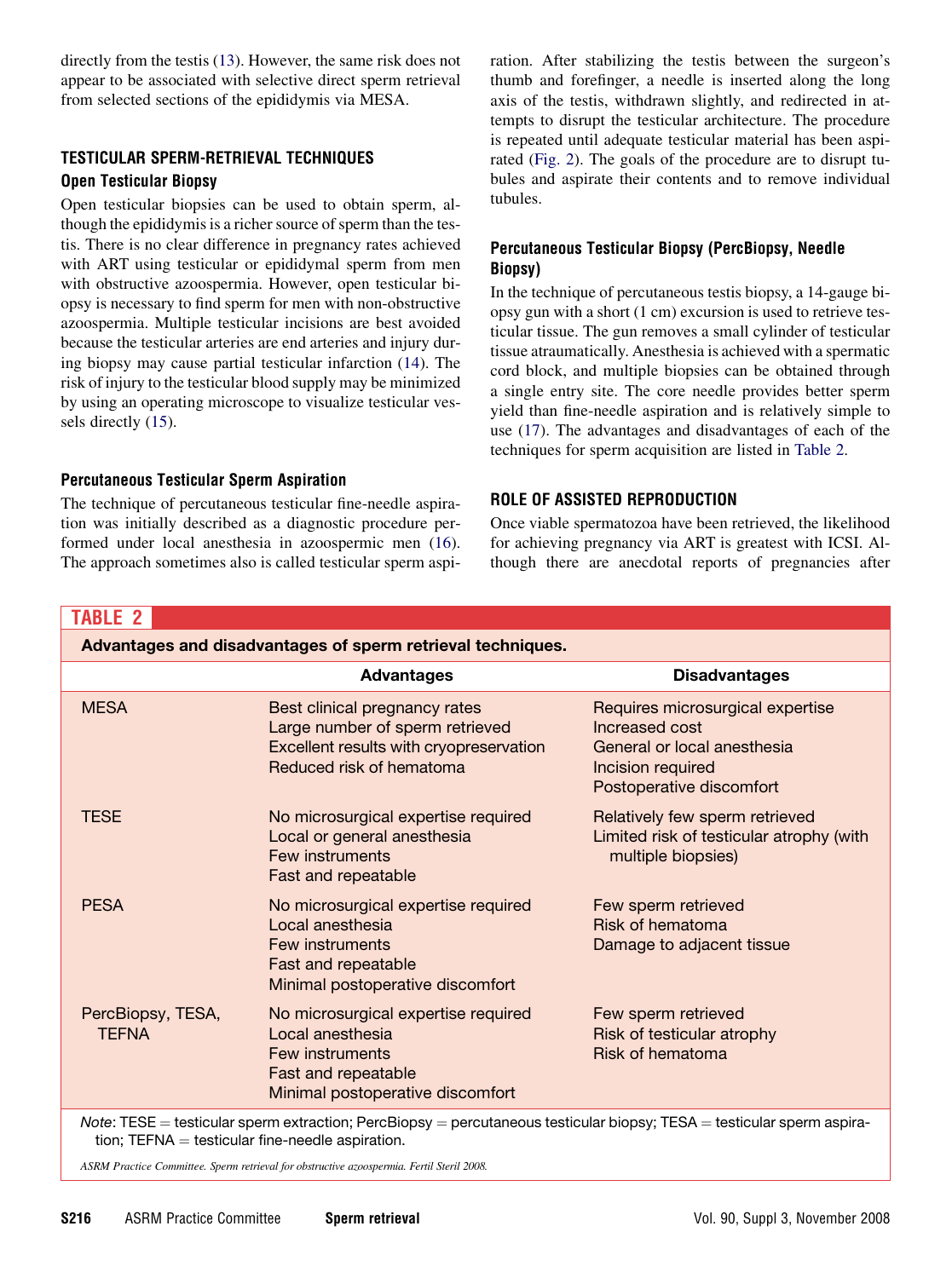directly from the testis (13). However, the same risk does not appear to be associated with selective direct sperm retrieval from selected sections of the epididymis via MESA.

## TESTICULAR SPERM-RETRIEVAL TECHNIQUES

### Open Testicular Biopsy

Open testicular biopsies can be used to obtain sperm, although the epididymis is a richer source of sperm than the testis. There is no clear difference in pregnancy rates achieved with ART using testicular or epididymal sperm from men with obstructive azoospermia. However, open testicular biopsy is necessary to find sperm for men with non-obstructive azoospermia. Multiple testicular incisions are best avoided because the testicular arteries are end arteries and injury during biopsy may cause partial testicular infarction (14). The risk of injury to the testicular blood supply may be minimized by using an operating microscope to visualize testicular vessels directly (15).

### Percutaneous Testicular Sperm Aspiration

The technique of percutaneous testicular fine-needle aspiration was initially described as a diagnostic procedure performed under local anesthesia in azoospermic men (16). The approach sometimes also is called testicular sperm aspiration. After stabilizing the testis between the surgeon's thumb and forefinger, a needle is inserted along the long axis of the testis, withdrawn slightly, and redirected in attempts to disrupt the testicular architecture. The procedure is repeated until adequate testicular material has been aspirated (Fig. 2). The goals of the procedure are to disrupt tubules and aspirate their contents and to remove individual tubules.

### Percutaneous Testicular Biopsy (PercBiopsy, Needle Biopsy)

In the technique of percutaneous testis biopsy, a 14-gauge biopsy gun with a short (1 cm) excursion is used to retrieve testicular tissue. The gun removes a small cylinder of testicular tissue atraumatically. Anesthesia is achieved with a spermatic cord block, and multiple biopsies can be obtained through a single entry site. The core needle provides better sperm yield than fine-needle aspiration and is relatively simple to use (17). The advantages and disadvantages of each of the techniques for sperm acquisition are listed in Table 2.

## ROLE OF ASSISTED REPRODUCTION

Once viable spermatozoa have been retrieved, the likelihood for achieving pregnancy via ART is greatest with ICSI. Although there are anecdotal reports of pregnancies after

**TABLE 2**

**Advantages and disadvantages of sperm retrieval techniques.**

| | Advantages | Disadvantages |
|---|---|---|
| MESA | Best clinical pregnancy rates<br>Large number of sperm retrieved<br>Excellent results with cryopreservation<br>Reduced risk of hematoma | Requires microsurgical expertise<br>Increased cost<br>General or local anesthesia<br>Incision required<br>Postoperative discomfort |
| TESE | No microsurgical expertise required<br>Local or general anesthesia<br>Few instruments<br>Fast and repeatable | Relatively few sperm retrieved<br>Limited risk of testicular atrophy (with multiple biopsies) |
| PESA | No microsurgical expertise required<br>Local anesthesia<br>Few instruments<br>Fast and repeatable<br>Minimal postoperative discomfort | Few sperm retrieved<br>Risk of hematoma<br>Damage to adjacent tissue |
| PercBiopsy, TESA, TEFNA | No microsurgical expertise required<br>Local anesthesia<br>Few instruments<br>Fast and repeatable<br>Minimal postoperative discomfort | Few sperm retrieved<br>Risk of testicular atrophy<br>Risk of hematoma |

*Note*: TESE = testicular sperm extraction; PercBiopsy = percutaneous testicular biopsy; TESA = testicular sperm aspiration; TEFNA = testicular fine-needle aspiration.

*ASRM Practice Committee. Sperm retrieval for obstructive azoospermia. Fertil Steril 2008.*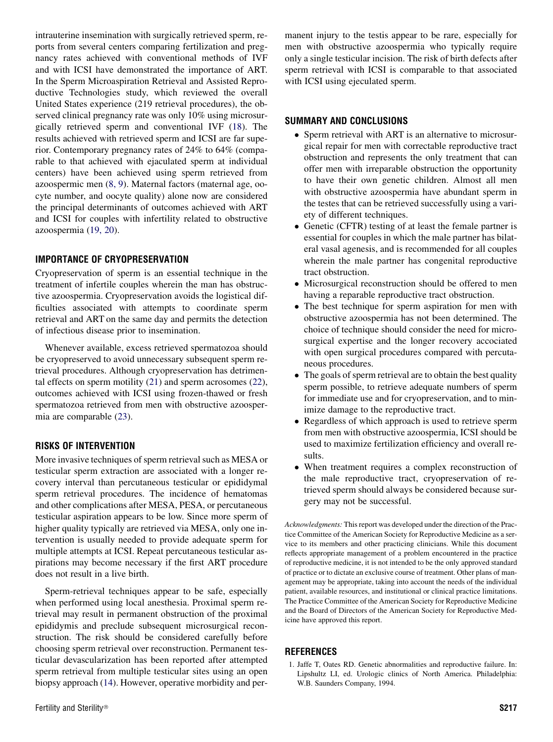intrauterine insemination with surgically retrieved sperm, reports from several centers comparing fertilization and pregnancy rates achieved with conventional methods of IVF and with ICSI have demonstrated the importance of ART. In the Sperm Microaspiration Retrieval and Assisted Reproductive Technologies study, which reviewed the overall United States experience (219 retrieval procedures), the observed clinical pregnancy rate was only 10% using microsurgically retrieved sperm and conventional IVF (18). The results achieved with retrieved sperm and ICSI are far superior. Contemporary pregnancy rates of 24% to 64% (comparable to that achieved with ejaculated sperm at individual centers) have been achieved using sperm retrieved from azoospermic men (8, 9). Maternal factors (maternal age, oocyte number, and oocyte quality) alone now are considered the principal determinants of outcomes achieved with ART and ICSI for couples with infertility related to obstructive azoospermia (19, 20).

## IMPORTANCE OF CRYOPRESERVATION

Cryopreservation of sperm is an essential technique in the treatment of infertile couples wherein the man has obstructive azoospermia. Cryopreservation avoids the logistical difficulties associated with attempts to coordinate sperm retrieval and ART on the same day and permits the detection of infectious disease prior to insemination.

Whenever available, excess retrieved spermatozoa should be cryopreserved to avoid unnecessary subsequent sperm retrieval procedures. Although cryopreservation has detrimental effects on sperm motility (21) and sperm acrosomes (22), outcomes achieved with ICSI using frozen-thawed or fresh spermatozoa retrieved from men with obstructive azoospermia are comparable (23).

## RISKS OF INTERVENTION

More invasive techniques of sperm retrieval such as MESA or testicular sperm extraction are associated with a longer recovery interval than percutaneous testicular or epididymal sperm retrieval procedures. The incidence of hematomas and other complications after MESA, PESA, or percutaneous testicular aspiration appears to be low. Since more sperm of higher quality typically are retrieved via MESA, only one intervention is usually needed to provide adequate sperm for multiple attempts at ICSI. Repeat percutaneous testicular aspirations may become necessary if the first ART procedure does not result in a live birth.

Sperm-retrieval techniques appear to be safe, especially when performed using local anesthesia. Proximal sperm retrieval may result in permanent obstruction of the proximal epididymis and preclude subsequent microsurgical reconstruction. The risk should be considered carefully before choosing sperm retrieval over reconstruction. Permanent testicular devascularization has been reported after attempted sperm retrieval from multiple testicular sites using an open biopsy approach (14). However, operative morbidity and permanent injury to the testis appear to be rare, especially for men with obstructive azoospermia who typically require only a single testicular incision. The risk of birth defects after sperm retrieval with ICSI is comparable to that associated with ICSI using ejeculated sperm.

## SUMMARY AND CONCLUSIONS

- Sperm retrieval with ART is an alternative to microsurgical repair for men with correctable reproductive tract obstruction and represents the only treatment that can offer men with irreparable obstruction the opportunity to have their own genetic children. Almost all men with obstructive azoospermia have abundant sperm in the testes that can be retrieved successfully using a variety of different techniques.
- Genetic (CFTR) testing of at least the female partner is essential for couples in which the male partner has bilateral vasal agenesis, and is recommended for all couples wherein the male partner has congenital reproductive tract obstruction.
- Microsurgical reconstruction should be offered to men having a reparable reproductive tract obstruction.
- The best technique for sperm aspiration for men with obstructive azoospermia has not been determined. The choice of technique should consider the need for microsurgical expertise and the longer recovery accociated with open surgical procedures compared with percutaneous procedures.
- The goals of sperm retrieval are to obtain the best quality sperm possible, to retrieve adequate numbers of sperm for immediate use and for cryopreservation, and to minimize damage to the reproductive tract.
- Regardless of which approach is used to retrieve sperm from men with obstructive azoospermia, ICSI should be used to maximize fertilization efficiency and overall results.
- When treatment requires a complex reconstruction of the male reproductive tract, cryopreservation of retrieved sperm should always be considered because surgery may not be successful.

*Acknowledgments:* This report was developed under the direction of the Practice Committee of the American Society for Reproductive Medicine as a service to its members and other practicing clinicians. While this document reflects appropriate management of a problem encountered in the practice of reproductive medicine, it is not intended to be the only approved standard of practice or to dictate an exclusive course of treatment. Other plans of management may be appropriate, taking into account the needs of the individual patient, available resources, and institutional or clinical practice limitations. The Practice Committee of the American Society for Reproductive Medicine and the Board of Directors of the American Society for Reproductive Medicine have approved this report.

## REFERENCES

1. Jaffe T, Oates RD. Genetic abnormalities and reproductive failure. In: Lipshultz LI, ed. Urologic clinics of North America. Philadelphia: W.B. Saunders Company, 1994.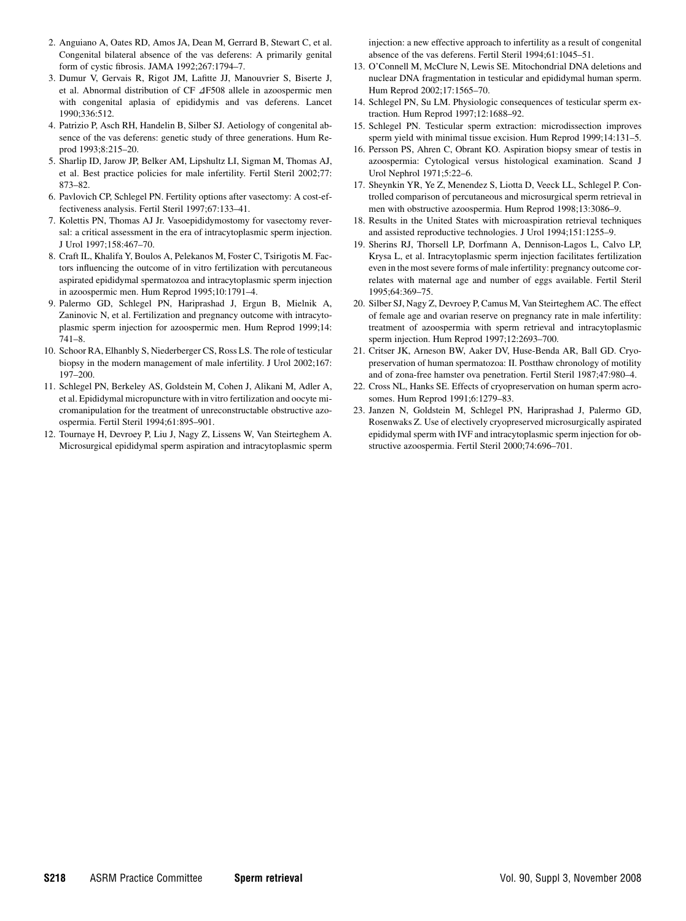2. Anguiano A, Oates RD, Amos JA, Dean M, Gerrard B, Stewart C, et al. Congenital bilateral absence of the vas deferens: A primarily genital form of cystic fibrosis. JAMA 1992;267:1794–7.
3. Dumur V, Gervais R, Rigot JM, Lafitte JJ, Manouvrier S, Biserte J, et al. Abnormal distribution of CF $\Delta$F508 allele in azoospermic men with congenital aplasia of epididymis and vas deferens. Lancet 1990;336:512.
4. Patrizio P, Asch RH, Handelin B, Silber SJ. Aetiology of congenital absence of the vas deferens: genetic study of three generations. Hum Reprod 1993;8:215–20.
5. Sharlip ID, Jarow JP, Belker AM, Lipshultz LI, Sigman M, Thomas AJ, et al. Best practice policies for male infertility. Fertil Steril 2002;77:873–82.
6. Pavlovich CP, Schlegel PN. Fertility options after vasectomy: A cost-effectiveness analysis. Fertil Steril 1997;67:133–41.
7. Kolettis PN, Thomas AJ Jr. Vasoepididymostomy for vasectomy reversal: a critical assessment in the era of intracytoplasmic sperm injection. J Urol 1997;158:467–70.
8. Craft IL, Khalifa Y, Boulos A, Pelekanos M, Foster C, Tsirigotis M. Factors influencing the outcome of in vitro fertilization with percutaneous aspirated epididymal spermatozoa and intracytoplasmic sperm injection in azoospermic men. Hum Reprod 1995;10:1791–4.
9. Palermo GD, Schlegel PN, Hariprashad J, Ergun B, Mielnik A, Zaninovic N, et al. Fertilization and pregnancy outcome with intracytoplasmic sperm injection for azoospermic men. Hum Reprod 1999;14:741–8.
10. Schoor RA, Elhanbly S, Niederberger CS, Ross LS. The role of testicular biopsy in the modern management of male infertility. J Urol 2002;167:197–200.
11. Schlegel PN, Berkeley AS, Goldstein M, Cohen J, Alikani M, Adler A, et al. Epididymal micropuncture with in vitro fertilization and oocyte micromanipulation for the treatment of unreconstructable obstructive azoospermia. Fertil Steril 1994;61:895–901.
12. Tournaye H, Devroey P, Liu J, Nagy Z, Lissens W, Van Steirteghem A. Microsurgical epididymal sperm aspiration and intracytoplasmic sperm injection: a new effective approach to infertility as a result of congenital absence of the vas deferens. Fertil Steril 1994;61:1045–51.
13. O'Connell M, McClure N, Lewis SE. Mitochondrial DNA deletions and nuclear DNA fragmentation in testicular and epididymal human sperm. Hum Reprod 2002;17:1565–70.
14. Schlegel PN, Su LM. Physiologic consequences of testicular sperm extraction. Hum Reprod 1997;12:1688–92.
15. Schlegel PN. Testicular sperm extraction: microdissection improves sperm yield with minimal tissue excision. Hum Reprod 1999;14:131–5.
16. Persson PS, Ahren C, Obrant KO. Aspiration biopsy smear of testis in azoospermia: Cytological versus histological examination. Scand J Urol Nephrol 1971;5:22–6.
17. Sheynkin YR, Ye Z, Menendez S, Liotta D, Veeck LL, Schlegel P. Controlled comparison of percutaneous and microsurgical sperm retrieval in men with obstructive azoospermia. Hum Reprod 1998;13:3086–9.
18. Results in the United States with microaspiration retrieval techniques and assisted reproductive technologies. J Urol 1994;151:1255–9.
19. Sherins RJ, Thorsell LP, Dorfmann A, Dennison-Lagos L, Calvo LP, Krysa L, et al. Intracytoplasmic sperm injection facilitates fertilization even in the most severe forms of male infertility: pregnancy outcome correlates with maternal age and number of eggs available. Fertil Steril 1995;64:369–75.
20. Silber SJ, Nagy Z, Devroey P, Camus M, Van Steirteghem AC. The effect of female age and ovarian reserve on pregnancy rate in male infertility: treatment of azoospermia with sperm retrieval and intracytoplasmic sperm injection. Hum Reprod 1997;12:2693–700.
21. Critser JK, Arneson BW, Aaker DV, Huse-Benda AR, Ball GD. Cryopreservation of human spermatozoa: II. Postthaw chronology of motility and of zona-free hamster ova penetration. Fertil Steril 1987;47:980–4.
22. Cross NL, Hanks SE. Effects of cryopreservation on human sperm acrosomes. Hum Reprod 1991;6:1279–83.
23. Janzen N, Goldstein M, Schlegel PN, Hariprashad J, Palermo GD, Rosenwaks Z. Use of electively cryopreserved microsurgically aspirated epididymal sperm with IVF and intracytoplasmic sperm injection for obstructive azoospermia. Fertil Steril 2000;74:696–701.